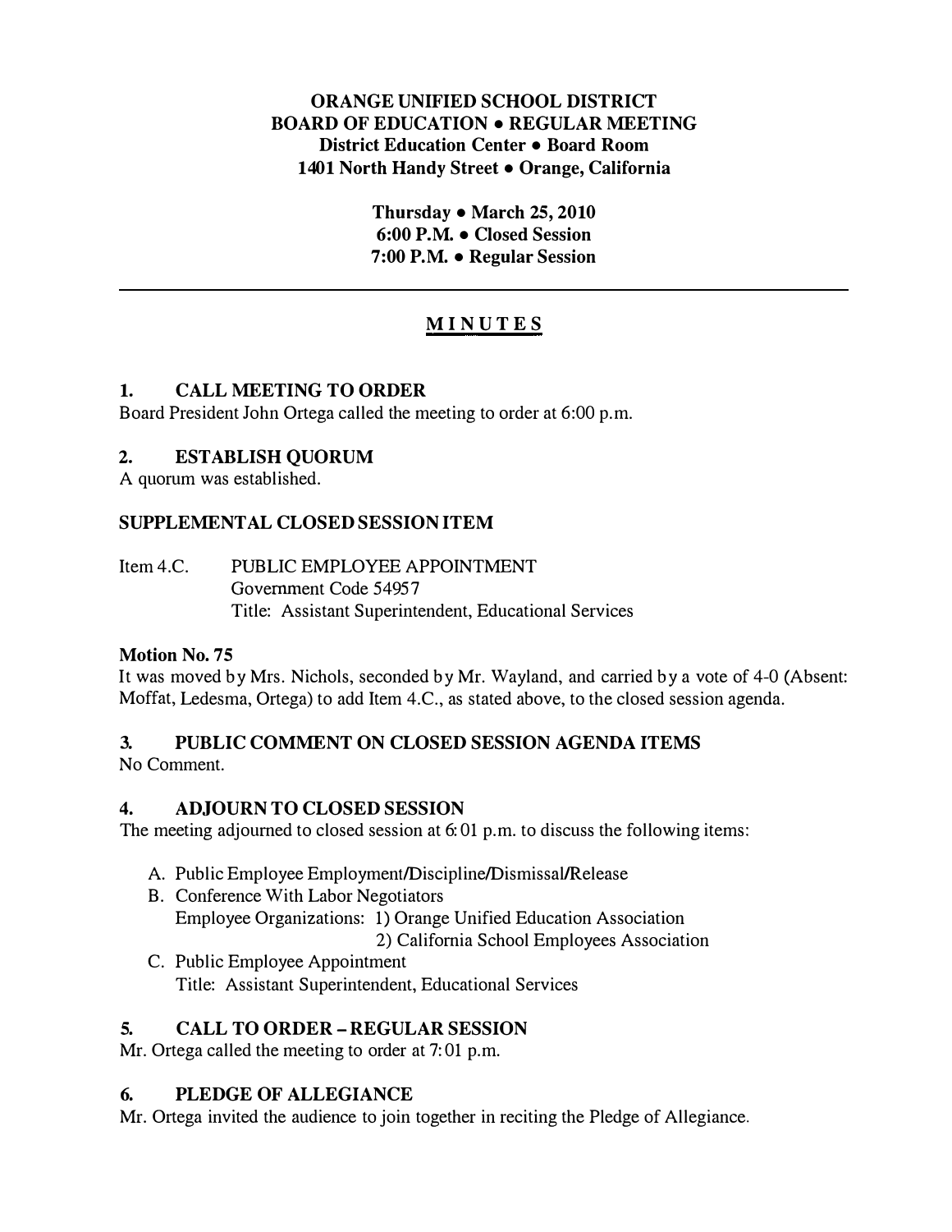**ORANGE UNIFIED SCHOOL DISTRICT**
**BOARD OF EDUCATION • REGULAR MEETING**
**District Education Center • Board Room**
**1401 North Handy Street • Orange, California**

**Thursday • March 25, 2010**
**6:00 P.M. • Closed Session**
**7:00 P.M. • Regular Session**

---

# MINUTES

## 1. CALL MEETING TO ORDER

Board President John Ortega called the meeting to order at 6:00 p.m.

## 2. ESTABLISH QUORUM

A quorum was established.

## SUPPLEMENTAL CLOSED SESSION ITEM

Item 4.C. PUBLIC EMPLOYEE APPOINTMENT
Government Code 54957
Title: Assistant Superintendent, Educational Services

**Motion No. 75**

It was moved by Mrs. Nichols, seconded by Mr. Wayland, and carried by a vote of 4-0 (Absent: Moffat, Ledesma, Ortega) to add Item 4.C., as stated above, to the closed session agenda.

## 3. PUBLIC COMMENT ON CLOSED SESSION AGENDA ITEMS

No Comment.

## 4. ADJOURN TO CLOSED SESSION

The meeting adjourned to closed session at 6:01 p.m. to discuss the following items:

A. Public Employee Employment/Discipline/Dismissal/Release
B. Conference With Labor Negotiators
   Employee Organizations: 1) Orange Unified Education Association
   2) California School Employees Association
C. Public Employee Appointment
   Title: Assistant Superintendent, Educational Services

## 5. CALL TO ORDER – REGULAR SESSION

Mr. Ortega called the meeting to order at 7:01 p.m.

## 6. PLEDGE OF ALLEGIANCE

Mr. Ortega invited the audience to join together in reciting the Pledge of Allegiance.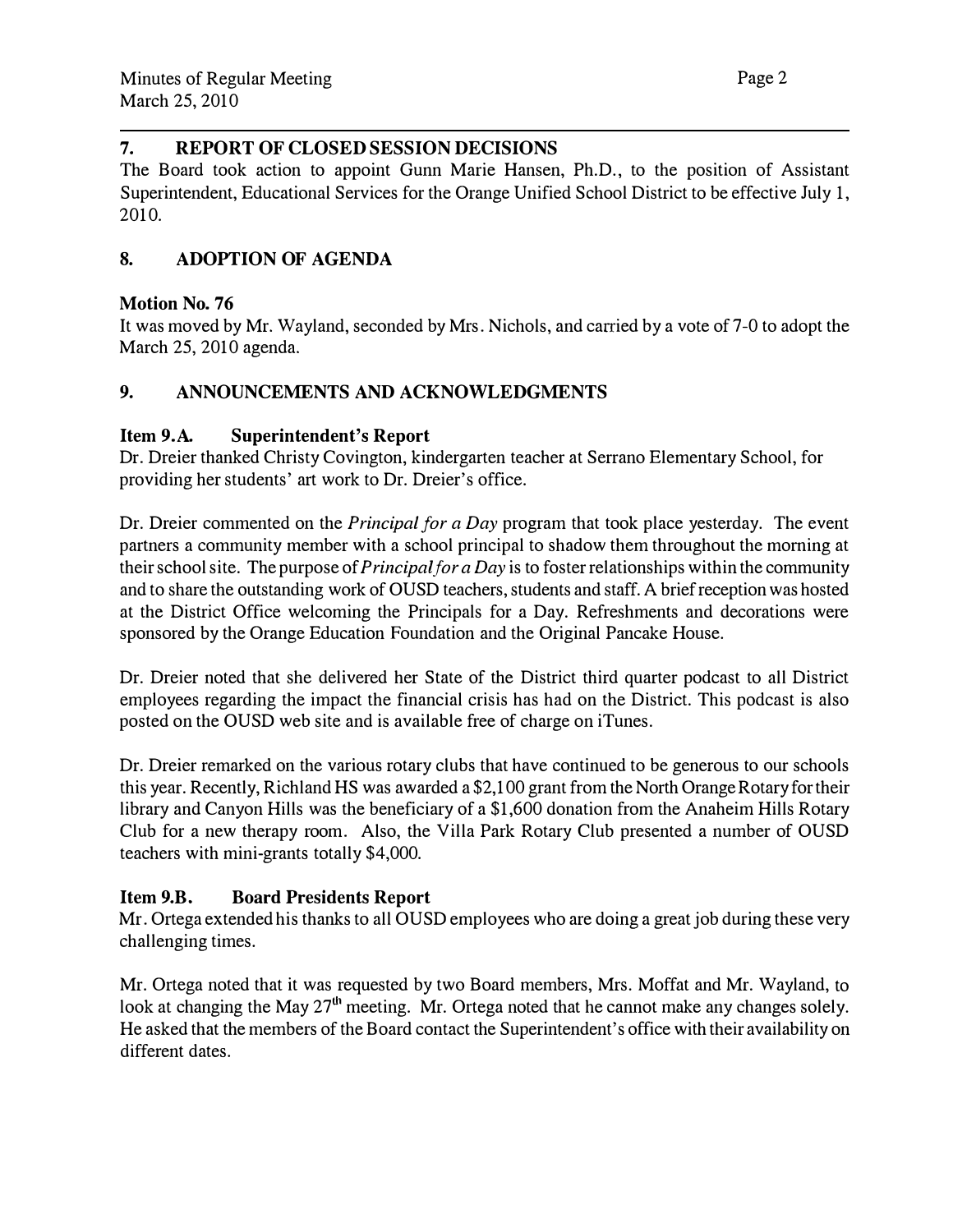## 7. REPORT OF CLOSED SESSION DECISIONS

The Board took action to appoint Gunn Marie Hansen, Ph.D., to the position of Assistant Superintendent, Educational Services for the Orange Unified School District to be effective July 1, 2010.

## 8. ADOPTION OF AGENDA

### Motion No. 76

It was moved by Mr. Wayland, seconded by Mrs. Nichols, and carried by a vote of 7-0 to adopt the March 25, 2010 agenda.

## 9. ANNOUNCEMENTS AND ACKNOWLEDGMENTS

### Item 9.A. Superintendent's Report

Dr. Dreier thanked Christy Covington, kindergarten teacher at Serrano Elementary School, for providing her students' art work to Dr. Dreier's office.

Dr. Dreier commented on the *Principal for a Day* program that took place yesterday. The event partners a community member with a school principal to shadow them throughout the morning at their school site. The purpose of *Principal for a Day* is to foster relationships within the community and to share the outstanding work of OUSD teachers, students and staff. A brief reception was hosted at the District Office welcoming the Principals for a Day. Refreshments and decorations were sponsored by the Orange Education Foundation and the Original Pancake House.

Dr. Dreier noted that she delivered her State of the District third quarter podcast to all District employees regarding the impact the financial crisis has had on the District. This podcast is also posted on the OUSD web site and is available free of charge on iTunes.

Dr. Dreier remarked on the various rotary clubs that have continued to be generous to our schools this year. Recently, Richland HS was awarded a $2,100 grant from the North Orange Rotary for their library and Canyon Hills was the beneficiary of a $1,600 donation from the Anaheim Hills Rotary Club for a new therapy room. Also, the Villa Park Rotary Club presented a number of OUSD teachers with mini-grants totally $4,000.

### Item 9.B. Board Presidents Report

Mr. Ortega extended his thanks to all OUSD employees who are doing a great job during these very challenging times.

Mr. Ortega noted that it was requested by two Board members, Mrs. Moffat and Mr. Wayland, to look at changing the May 27th meeting. Mr. Ortega noted that he cannot make any changes solely. He asked that the members of the Board contact the Superintendent's office with their availability on different dates.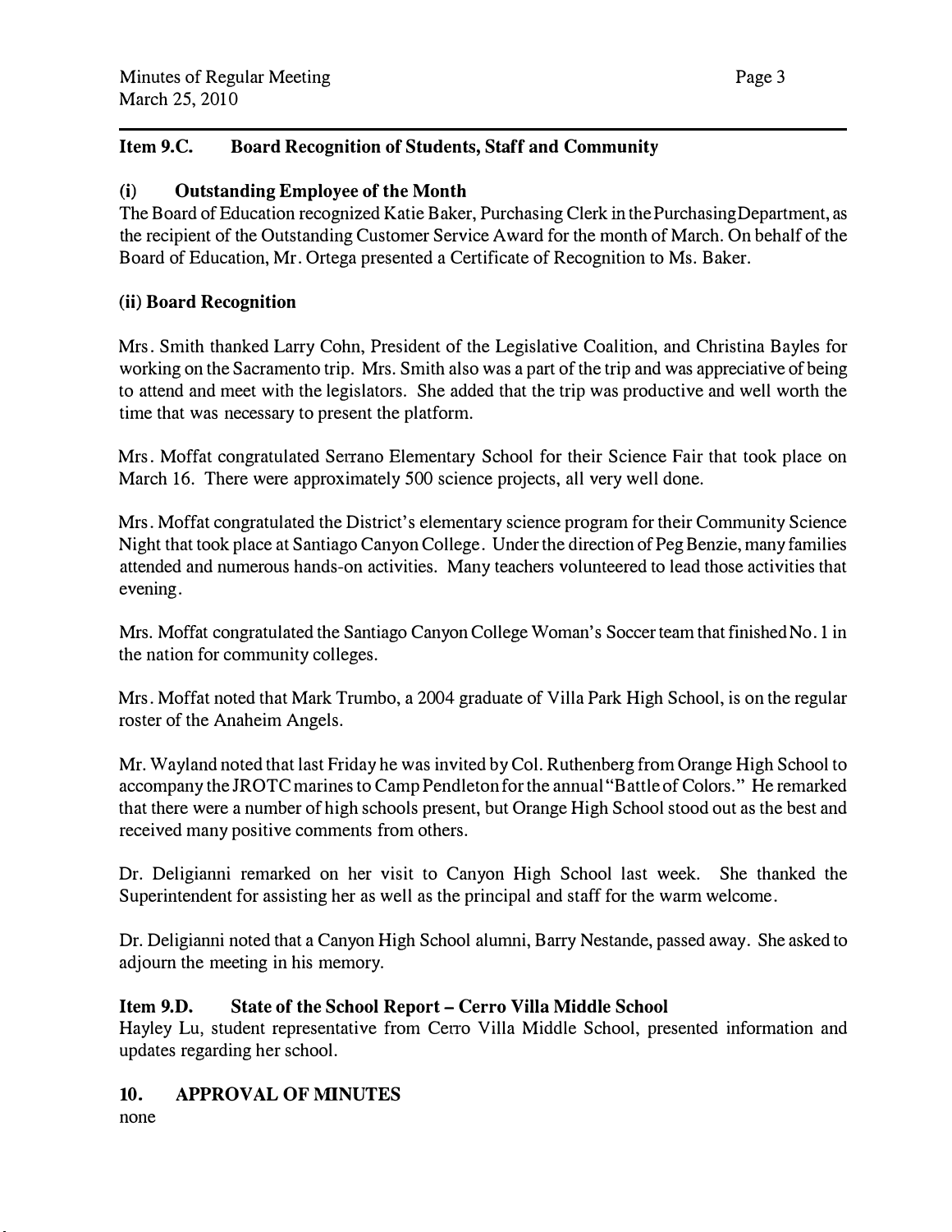## Item 9.C. Board Recognition of Students, Staff and Community

### (i) Outstanding Employee of the Month

The Board of Education recognized Katie Baker, Purchasing Clerk in the Purchasing Department, as the recipient of the Outstanding Customer Service Award for the month of March. On behalf of the Board of Education, Mr. Ortega presented a Certificate of Recognition to Ms. Baker.

### (ii) Board Recognition

Mrs. Smith thanked Larry Cohn, President of the Legislative Coalition, and Christina Bayles for working on the Sacramento trip. Mrs. Smith also was a part of the trip and was appreciative of being to attend and meet with the legislators. She added that the trip was productive and well worth the time that was necessary to present the platform.

Mrs. Moffat congratulated Serrano Elementary School for their Science Fair that took place on March 16. There were approximately 500 science projects, all very well done.

Mrs. Moffat congratulated the District's elementary science program for their Community Science Night that took place at Santiago Canyon College. Under the direction of Peg Benzie, many families attended and numerous hands-on activities. Many teachers volunteered to lead those activities that evening.

Mrs. Moffat congratulated the Santiago Canyon College Woman's Soccer team that finished No. 1 in the nation for community colleges.

Mrs. Moffat noted that Mark Trumbo, a 2004 graduate of Villa Park High School, is on the regular roster of the Anaheim Angels.

Mr. Wayland noted that last Friday he was invited by Col. Ruthenberg from Orange High School to accompany the JROTC marines to Camp Pendleton for the annual "Battle of Colors." He remarked that there were a number of high schools present, but Orange High School stood out as the best and received many positive comments from others.

Dr. Deligianni remarked on her visit to Canyon High School last week. She thanked the Superintendent for assisting her as well as the principal and staff for the warm welcome.

Dr. Deligianni noted that a Canyon High School alumni, Barry Nestande, passed away. She asked to adjourn the meeting in his memory.

## Item 9.D. State of the School Report – Cerro Villa Middle School

Hayley Lu, student representative from Cerro Villa Middle School, presented information and updates regarding her school.

## 10. APPROVAL OF MINUTES

none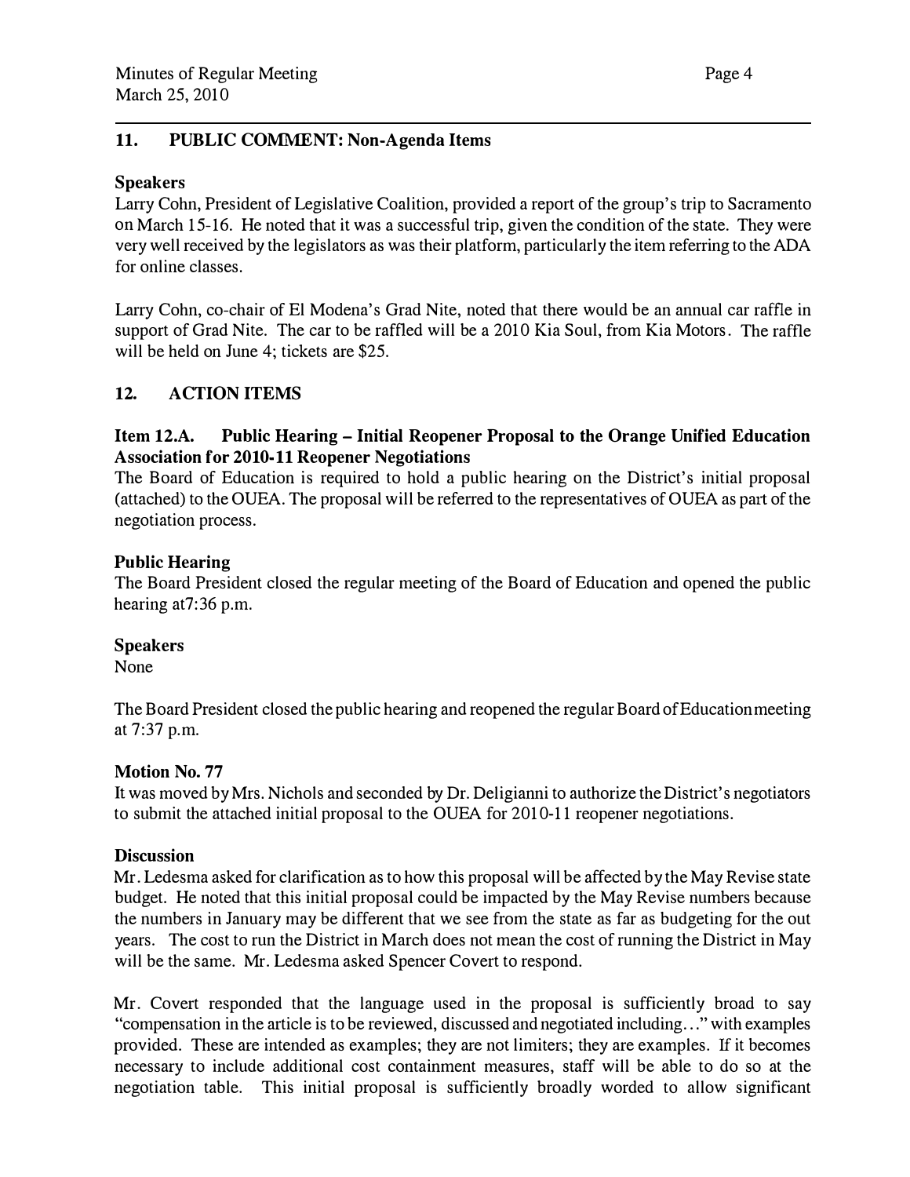## 11. PUBLIC COMMENT: Non-Agenda Items

**Speakers**

Larry Cohn, President of Legislative Coalition, provided a report of the group's trip to Sacramento on March 15-16. He noted that it was a successful trip, given the condition of the state. They were very well received by the legislators as was their platform, particularly the item referring to the ADA for online classes.

Larry Cohn, co-chair of El Modena's Grad Nite, noted that there would be an annual car raffle in support of Grad Nite. The car to be raffled will be a 2010 Kia Soul, from Kia Motors. The raffle will be held on June 4; tickets are $25.

## 12. ACTION ITEMS

### Item 12.A. Public Hearing – Initial Reopener Proposal to the Orange Unified Education Association for 2010-11 Reopener Negotiations

The Board of Education is required to hold a public hearing on the District's initial proposal (attached) to the OUEA. The proposal will be referred to the representatives of OUEA as part of the negotiation process.

**Public Hearing**

The Board President closed the regular meeting of the Board of Education and opened the public hearing at7:36 p.m.

**Speakers**

None

The Board President closed the public hearing and reopened the regular Board of Education meeting at 7:37 p.m.

**Motion No. 77**

It was moved by Mrs. Nichols and seconded by Dr. Deligianni to authorize the District's negotiators to submit the attached initial proposal to the OUEA for 2010-11 reopener negotiations.

**Discussion**

Mr. Ledesma asked for clarification as to how this proposal will be affected by the May Revise state budget. He noted that this initial proposal could be impacted by the May Revise numbers because the numbers in January may be different that we see from the state as far as budgeting for the out years. The cost to run the District in March does not mean the cost of running the District in May will be the same. Mr. Ledesma asked Spencer Covert to respond.

Mr. Covert responded that the language used in the proposal is sufficiently broad to say "compensation in the article is to be reviewed, discussed and negotiated including..." with examples provided. These are intended as examples; they are not limiters; they are examples. If it becomes necessary to include additional cost containment measures, staff will be able to do so at the negotiation table. This initial proposal is sufficiently broadly worded to allow significant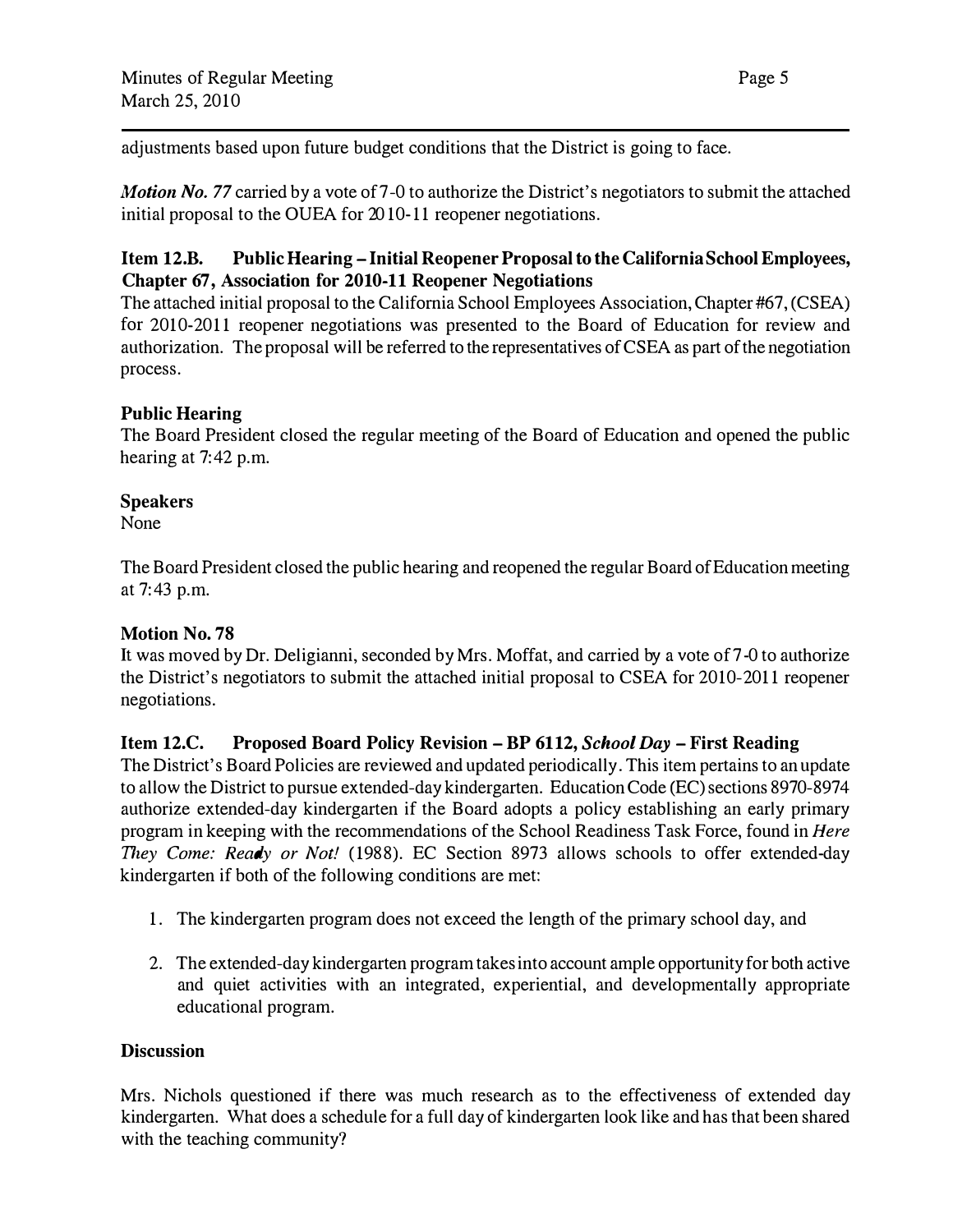adjustments based upon future budget conditions that the District is going to face.

***Motion No. 77*** carried by a vote of 7-0 to authorize the District's negotiators to submit the attached initial proposal to the OUEA for 2010-11 reopener negotiations.

### Item 12.B. Public Hearing – Initial Reopener Proposal to the California School Employees, Chapter 67, Association for 2010-11 Reopener Negotiations

The attached initial proposal to the California School Employees Association, Chapter #67, (CSEA) for 2010-2011 reopener negotiations was presented to the Board of Education for review and authorization. The proposal will be referred to the representatives of CSEA as part of the negotiation process.

**Public Hearing**

The Board President closed the regular meeting of the Board of Education and opened the public hearing at 7:42 p.m.

**Speakers**

None

The Board President closed the public hearing and reopened the regular Board of Education meeting at 7:43 p.m.

**Motion No. 78**

It was moved by Dr. Deligianni, seconded by Mrs. Moffat, and carried by a vote of 7-0 to authorize the District's negotiators to submit the attached initial proposal to CSEA for 2010-2011 reopener negotiations.

### Item 12.C. Proposed Board Policy Revision – BP 6112, *School Day* – First Reading

The District's Board Policies are reviewed and updated periodically. This item pertains to an update to allow the District to pursue extended-day kindergarten. Education Code (EC) sections 8970-8974 authorize extended-day kindergarten if the Board adopts a policy establishing an early primary program in keeping with the recommendations of the School Readiness Task Force, found in *Here They Come: Ready or Not!* (1988). EC Section 8973 allows schools to offer extended-day kindergarten if both of the following conditions are met:

1. The kindergarten program does not exceed the length of the primary school day, and
2. The extended-day kindergarten program takes into account ample opportunity for both active and quiet activities with an integrated, experiential, and developmentally appropriate educational program.

**Discussion**

Mrs. Nichols questioned if there was much research as to the effectiveness of extended day kindergarten. What does a schedule for a full day of kindergarten look like and has that been shared with the teaching community?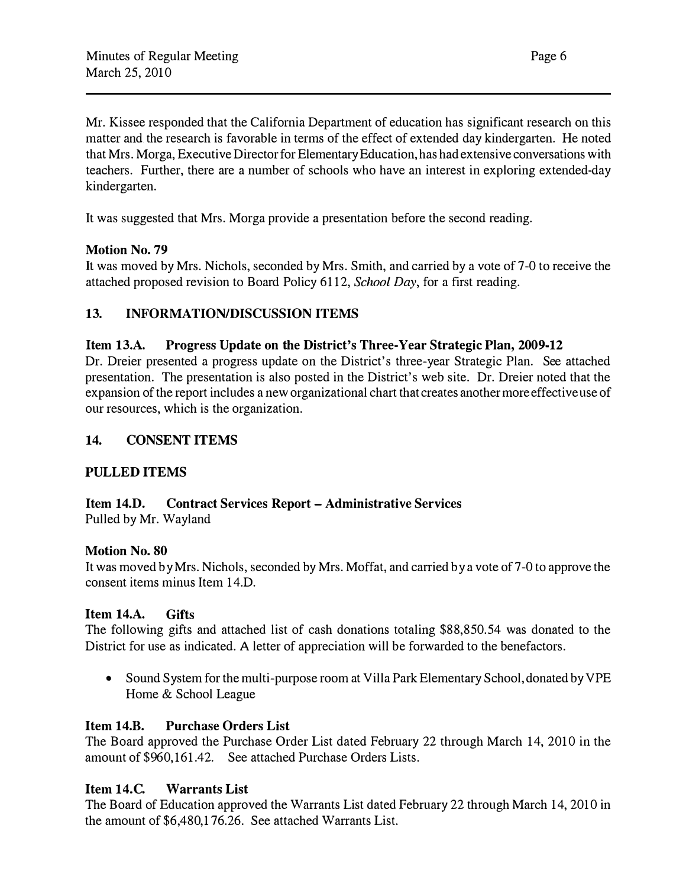Mr. Kissee responded that the California Department of education has significant research on this matter and the research is favorable in terms of the effect of extended day kindergarten. He noted that Mrs. Morga, Executive Director for Elementary Education, has had extensive conversations with teachers. Further, there are a number of schools who have an interest in exploring extended-day kindergarten.

It was suggested that Mrs. Morga provide a presentation before the second reading.

**Motion No. 79**
It was moved by Mrs. Nichols, seconded by Mrs. Smith, and carried by a vote of 7-0 to receive the attached proposed revision to Board Policy 6112, *School Day*, for a first reading.

## 13. INFORMATION/DISCUSSION ITEMS

**Item 13.A. Progress Update on the District's Three-Year Strategic Plan, 2009-12**
Dr. Dreier presented a progress update on the District's three-year Strategic Plan. See attached presentation. The presentation is also posted in the District's web site. Dr. Dreier noted that the expansion of the report includes a new organizational chart that creates another more effective use of our resources, which is the organization.

## 14. CONSENT ITEMS

**PULLED ITEMS**

**Item 14.D. Contract Services Report – Administrative Services**
Pulled by Mr. Wayland

**Motion No. 80**
It was moved by Mrs. Nichols, seconded by Mrs. Moffat, and carried by a vote of 7-0 to approve the consent items minus Item 14.D.

**Item 14.A. Gifts**
The following gifts and attached list of cash donations totaling $88,850.54 was donated to the District for use as indicated. A letter of appreciation will be forwarded to the benefactors.

- Sound System for the multi-purpose room at Villa Park Elementary School, donated by VPE Home & School League

**Item 14.B. Purchase Orders List**
The Board approved the Purchase Order List dated February 22 through March 14, 2010 in the amount of $960,161.42. See attached Purchase Orders Lists.

**Item 14.C. Warrants List**
The Board of Education approved the Warrants List dated February 22 through March 14, 2010 in the amount of $6,480,176.26. See attached Warrants List.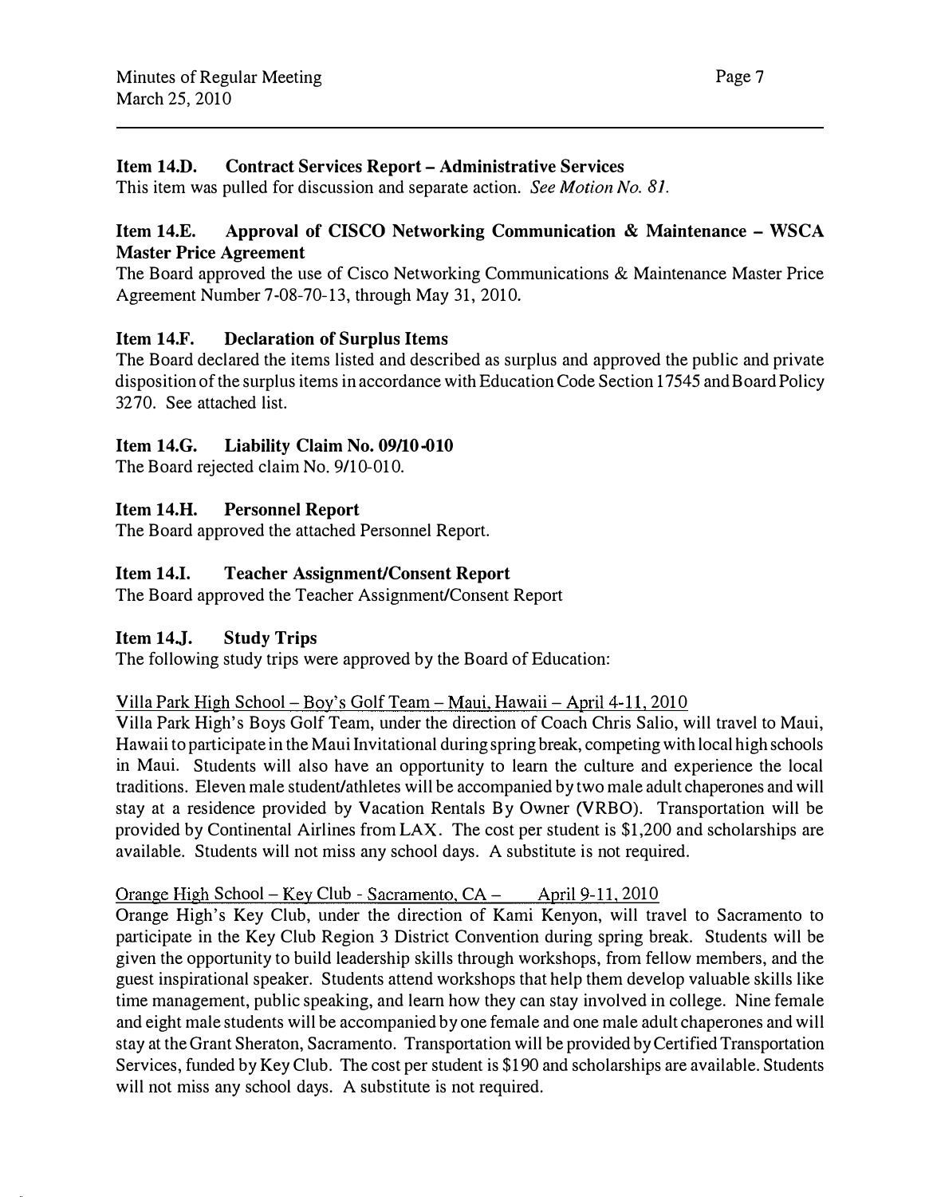### Item 14.D. Contract Services Report – Administrative Services

This item was pulled for discussion and separate action. *See Motion No. 81.*

### Item 14.E. Approval of CISCO Networking Communication & Maintenance – WSCA Master Price Agreement

The Board approved the use of Cisco Networking Communications & Maintenance Master Price Agreement Number 7-08-70-13, through May 31, 2010.

### Item 14.F. Declaration of Surplus Items

The Board declared the items listed and described as surplus and approved the public and private disposition of the surplus items in accordance with Education Code Section 17545 and Board Policy 3270. See attached list.

### Item 14.G. Liability Claim No. 09/10-010

The Board rejected claim No. 9/10-010.

### Item 14.H. Personnel Report

The Board approved the attached Personnel Report.

### Item 14.I. Teacher Assignment/Consent Report

The Board approved the Teacher Assignment/Consent Report

### Item 14.J. Study Trips

The following study trips were approved by the Board of Education:

Villa Park High School – Boy's Golf Team – Maui, Hawaii – April 4-11, 2010

Villa Park High's Boys Golf Team, under the direction of Coach Chris Salio, will travel to Maui, Hawaii to participate in the Maui Invitational during spring break, competing with local high schools in Maui. Students will also have an opportunity to learn the culture and experience the local traditions. Eleven male student/athletes will be accompanied by two male adult chaperones and will stay at a residence provided by Vacation Rentals By Owner (VRBO). Transportation will be provided by Continental Airlines from LAX. The cost per student is $1,200 and scholarships are available. Students will not miss any school days. A substitute is not required.

Orange High School – Key Club - Sacramento, CA – April 9-11, 2010

Orange High's Key Club, under the direction of Kami Kenyon, will travel to Sacramento to participate in the Key Club Region 3 District Convention during spring break. Students will be given the opportunity to build leadership skills through workshops, from fellow members, and the guest inspirational speaker. Students attend workshops that help them develop valuable skills like time management, public speaking, and learn how they can stay involved in college. Nine female and eight male students will be accompanied by one female and one male adult chaperones and will stay at the Grant Sheraton, Sacramento. Transportation will be provided by Certified Transportation Services, funded by Key Club. The cost per student is $190 and scholarships are available. Students will not miss any school days. A substitute is not required.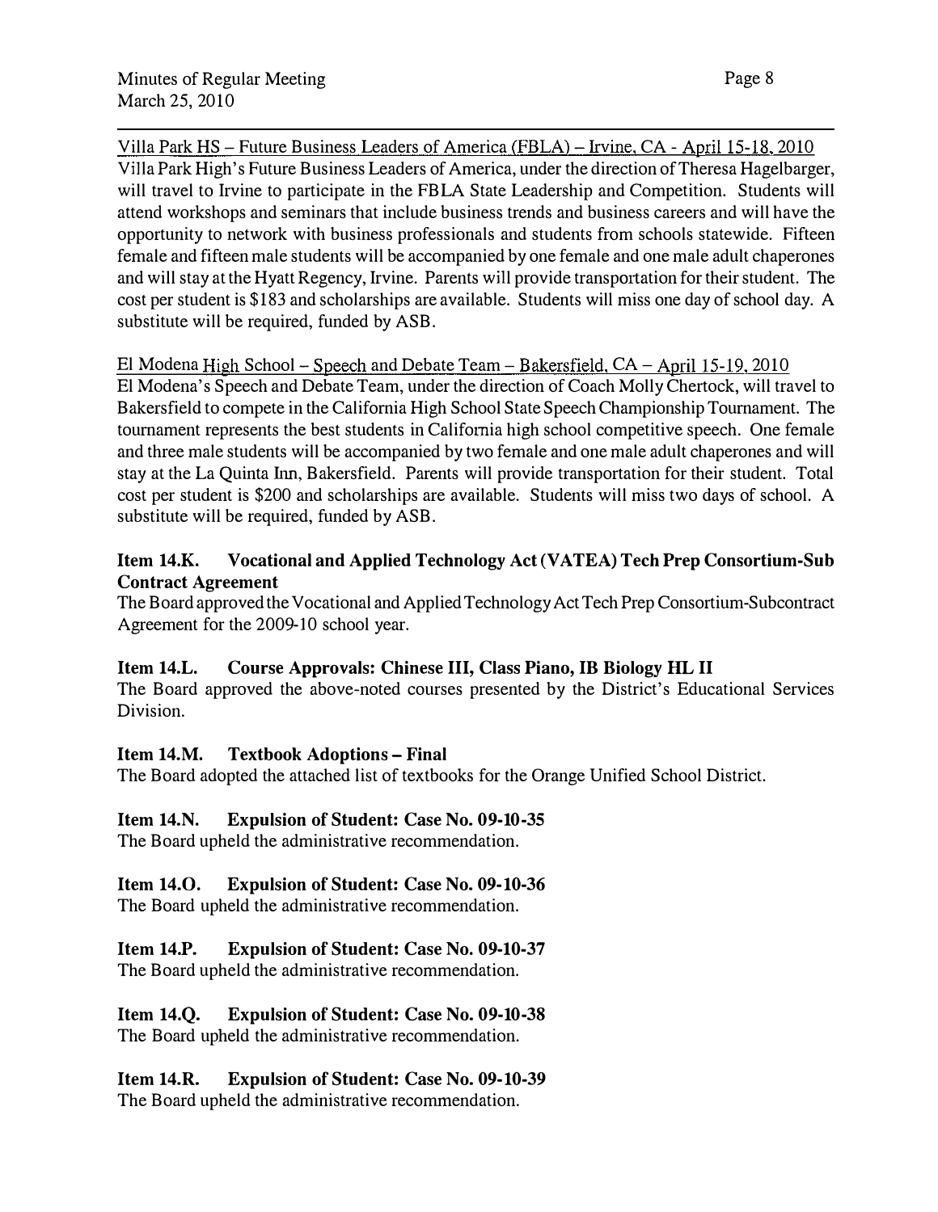Villa Park HS – Future Business Leaders of America (FBLA) – Irvine, CA - April 15-18, 2010

Villa Park High's Future Business Leaders of America, under the direction of Theresa Hagelbarger, will travel to Irvine to participate in the FBLA State Leadership and Competition. Students will attend workshops and seminars that include business trends and business careers and will have the opportunity to network with business professionals and students from schools statewide. Fifteen female and fifteen male students will be accompanied by one female and one male adult chaperones and will stay at the Hyatt Regency, Irvine. Parents will provide transportation for their student. The cost per student is $183 and scholarships are available. Students will miss one day of school day. A substitute will be required, funded by ASB.

El Modena High School – Speech and Debate Team – Bakersfield, CA – April 15-19, 2010

El Modena's Speech and Debate Team, under the direction of Coach Molly Chertock, will travel to Bakersfield to compete in the California High School State Speech Championship Tournament. The tournament represents the best students in California high school competitive speech. One female and three male students will be accompanied by two female and one male adult chaperones and will stay at the La Quinta Inn, Bakersfield. Parents will provide transportation for their student. Total cost per student is $200 and scholarships are available. Students will miss two days of school. A substitute will be required, funded by ASB.

**Item 14.K. Vocational and Applied Technology Act (VATEA) Tech Prep Consortium-Sub Contract Agreement**

The Board approved the Vocational and Applied Technology Act Tech Prep Consortium-Subcontract Agreement for the 2009-10 school year.

**Item 14.L. Course Approvals: Chinese III, Class Piano, IB Biology HL II**

The Board approved the above-noted courses presented by the District's Educational Services Division.

**Item 14.M. Textbook Adoptions – Final**

The Board adopted the attached list of textbooks for the Orange Unified School District.

**Item 14.N. Expulsion of Student: Case No. 09-10-35**

The Board upheld the administrative recommendation.

**Item 14.O. Expulsion of Student: Case No. 09-10-36**

The Board upheld the administrative recommendation.

**Item 14.P. Expulsion of Student: Case No. 09-10-37**

The Board upheld the administrative recommendation.

**Item 14.Q. Expulsion of Student: Case No. 09-10-38**

The Board upheld the administrative recommendation.

**Item 14.R. Expulsion of Student: Case No. 09-10-39**

The Board upheld the administrative recommendation.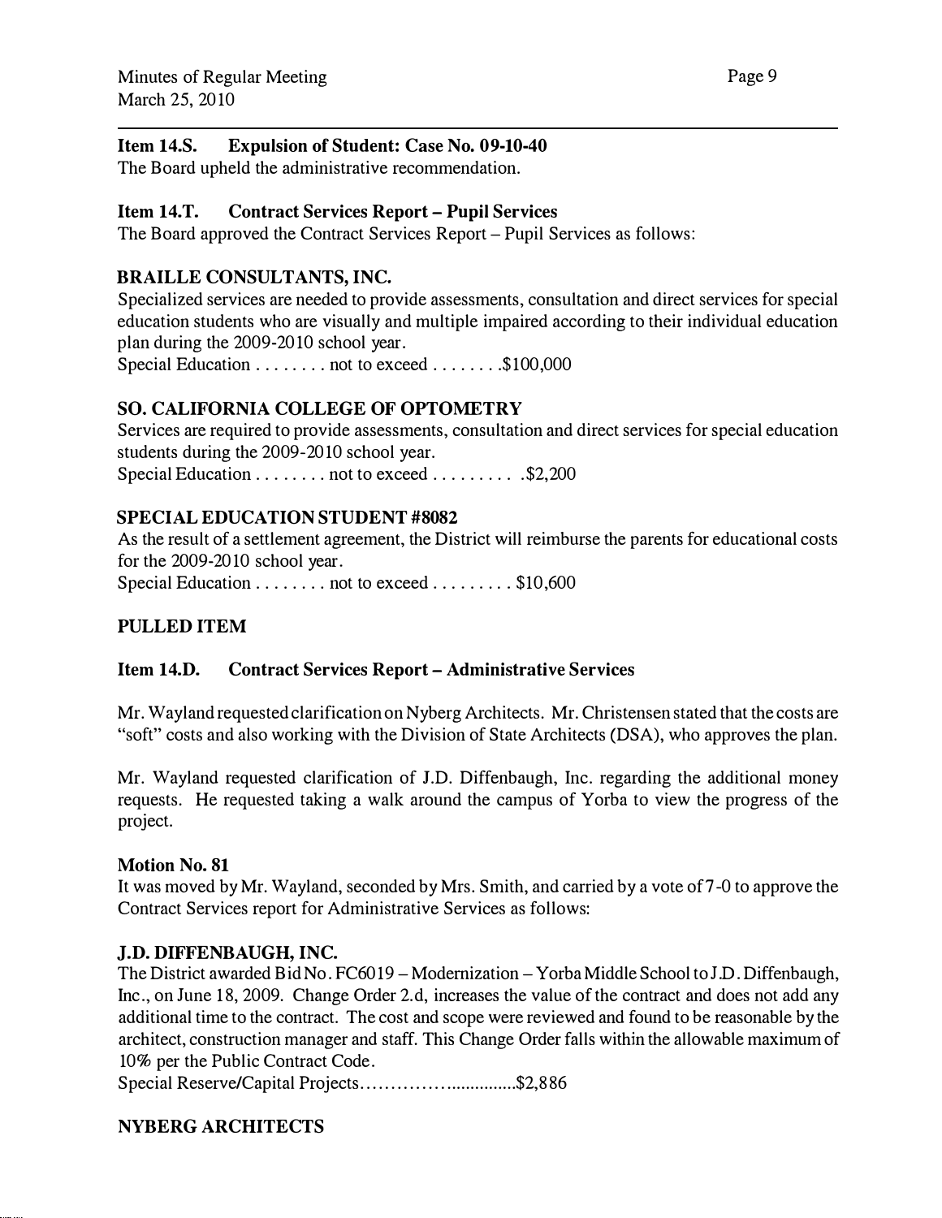**Item 14.S. Expulsion of Student: Case No. 09-10-40**
The Board upheld the administrative recommendation.

**Item 14.T. Contract Services Report – Pupil Services**
The Board approved the Contract Services Report – Pupil Services as follows:

**BRAILLE CONSULTANTS, INC.**
Specialized services are needed to provide assessments, consultation and direct services for special education students who are visually and multiple impaired according to their individual education plan during the 2009-2010 school year.
Special Education . . . . . . . . not to exceed . . . . . . . .$100,000

**SO. CALIFORNIA COLLEGE OF OPTOMETRY**
Services are required to provide assessments, consultation and direct services for special education students during the 2009-2010 school year.
Special Education . . . . . . . . not to exceed . . . . . . . . . .$2,200

**SPECIAL EDUCATION STUDENT #8082**
As the result of a settlement agreement, the District will reimburse the parents for educational costs for the 2009-2010 school year.
Special Education . . . . . . . . not to exceed . . . . . . . . . $10,600

**PULLED ITEM**

**Item 14.D. Contract Services Report – Administrative Services**

Mr. Wayland requested clarification on Nyberg Architects. Mr. Christensen stated that the costs are "soft" costs and also working with the Division of State Architects (DSA), who approves the plan.

Mr. Wayland requested clarification of J.D. Diffenbaugh, Inc. regarding the additional money requests. He requested taking a walk around the campus of Yorba to view the progress of the project.

**Motion No. 81**
It was moved by Mr. Wayland, seconded by Mrs. Smith, and carried by a vote of 7-0 to approve the Contract Services report for Administrative Services as follows:

**J.D. DIFFENBAUGH, INC.**
The District awarded Bid No. FC6019 – Modernization – Yorba Middle School to J.D. Diffenbaugh, Inc., on June 18, 2009. Change Order 2.d, increases the value of the contract and does not add any additional time to the contract. The cost and scope were reviewed and found to be reasonable by the architect, construction manager and staff. This Change Order falls within the allowable maximum of 10% per the Public Contract Code.
Special Reserve/Capital Projects.............................$2,886

**NYBERG ARCHITECTS**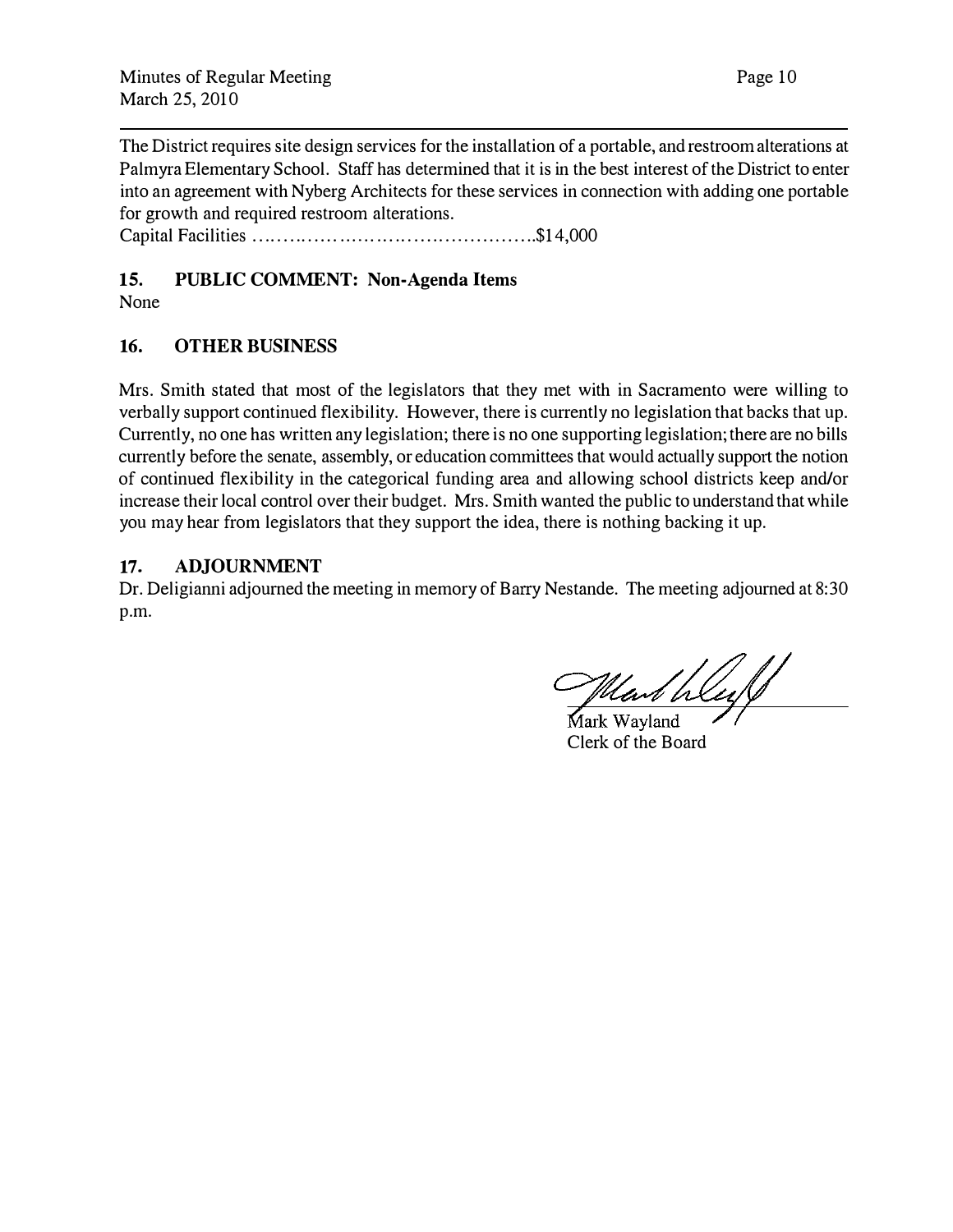The District requires site design services for the installation of a portable, and restroom alterations at Palmyra Elementary School. Staff has determined that it is in the best interest of the District to enter into an agreement with Nyberg Architects for these services in connection with adding one portable for growth and required restroom alterations.

Capital Facilities ……………………………………….$14,000

## 15. PUBLIC COMMENT: Non-Agenda Items

None

## 16. OTHER BUSINESS

Mrs. Smith stated that most of the legislators that they met with in Sacramento were willing to verbally support continued flexibility. However, there is currently no legislation that backs that up. Currently, no one has written any legislation; there is no one supporting legislation; there are no bills currently before the senate, assembly, or education committees that would actually support the notion of continued flexibility in the categorical funding area and allowing school districts keep and/or increase their local control over their budget. Mrs. Smith wanted the public to understand that while you may hear from legislators that they support the idea, there is nothing backing it up.

## 17. ADJOURNMENT

Dr. Deligianni adjourned the meeting in memory of Barry Nestande. The meeting adjourned at 8:30 p.m.

Mark Wayland
Clerk of the Board